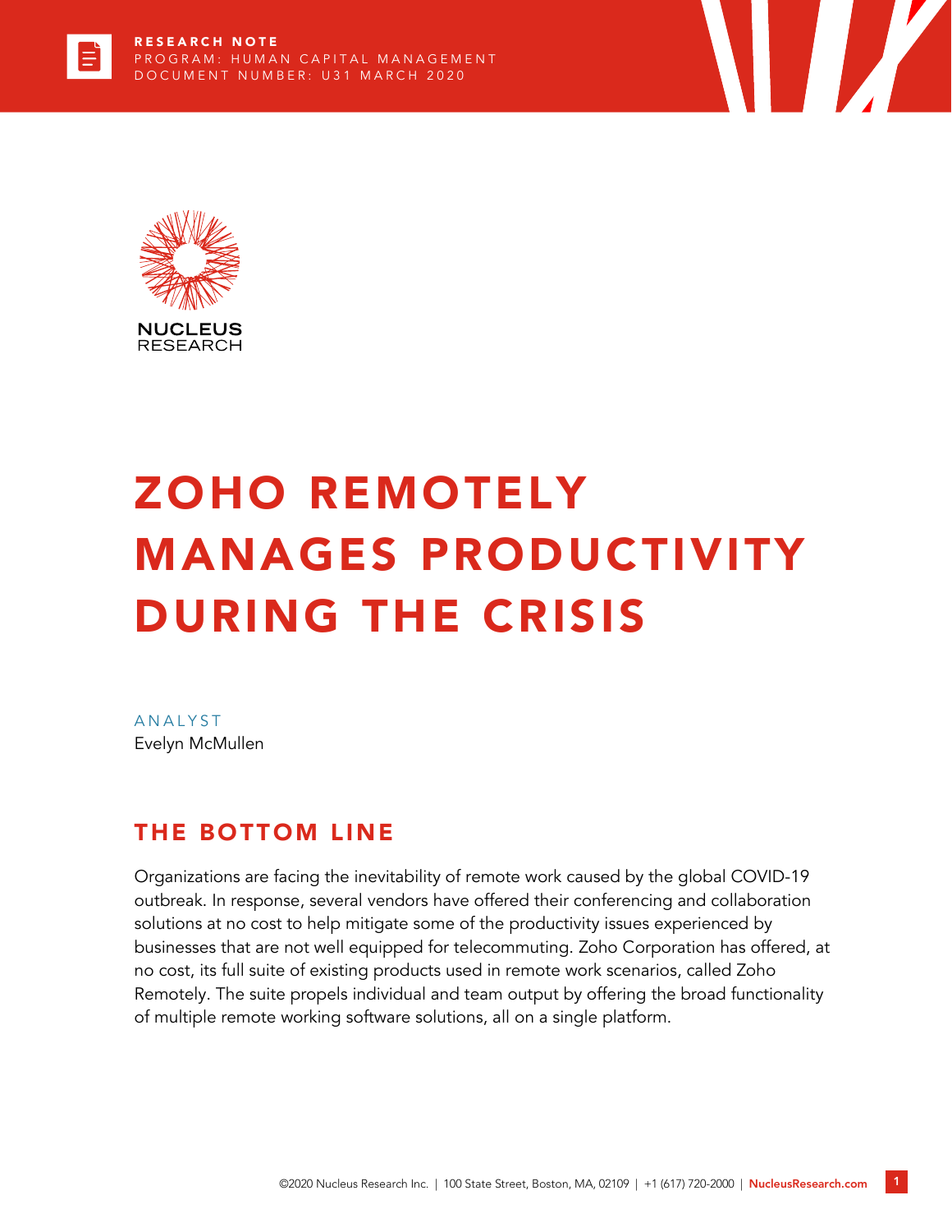RESEARCH NOTE
PROGRAM: HUMAN CAPITAL MANAGEMENT
DOCUMENT NUMBER: U31 MARCH 2020

NUCLEUS RESEARCH

# ZOHO REMOTELY MANAGES PRODUCTIVITY DURING THE CRISIS

ANALYST
Evelyn McMullen

## THE BOTTOM LINE

Organizations are facing the inevitability of remote work caused by the global COVID-19 outbreak. In response, several vendors have offered their conferencing and collaboration solutions at no cost to help mitigate some of the productivity issues experienced by businesses that are not well equipped for telecommuting. Zoho Corporation has offered, at no cost, its full suite of existing products used in remote work scenarios, called Zoho Remotely. The suite propels individual and team output by offering the broad functionality of multiple remote working software solutions, all on a single platform.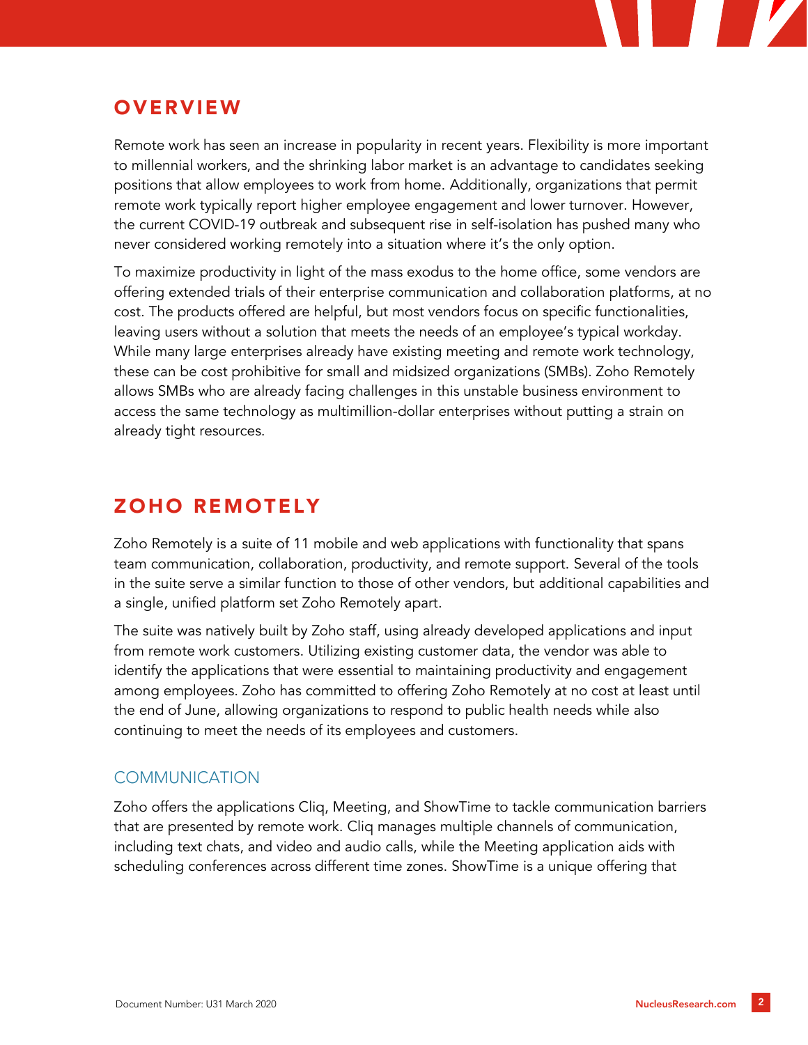## OVERVIEW

Remote work has seen an increase in popularity in recent years. Flexibility is more important to millennial workers, and the shrinking labor market is an advantage to candidates seeking positions that allow employees to work from home. Additionally, organizations that permit remote work typically report higher employee engagement and lower turnover. However, the current COVID-19 outbreak and subsequent rise in self-isolation has pushed many who never considered working remotely into a situation where it's the only option.

To maximize productivity in light of the mass exodus to the home office, some vendors are offering extended trials of their enterprise communication and collaboration platforms, at no cost. The products offered are helpful, but most vendors focus on specific functionalities, leaving users without a solution that meets the needs of an employee's typical workday. While many large enterprises already have existing meeting and remote work technology, these can be cost prohibitive for small and midsized organizations (SMBs). Zoho Remotely allows SMBs who are already facing challenges in this unstable business environment to access the same technology as multimillion-dollar enterprises without putting a strain on already tight resources.

## ZOHO REMOTELY

Zoho Remotely is a suite of 11 mobile and web applications with functionality that spans team communication, collaboration, productivity, and remote support. Several of the tools in the suite serve a similar function to those of other vendors, but additional capabilities and a single, unified platform set Zoho Remotely apart.

The suite was natively built by Zoho staff, using already developed applications and input from remote work customers. Utilizing existing customer data, the vendor was able to identify the applications that were essential to maintaining productivity and engagement among employees. Zoho has committed to offering Zoho Remotely at no cost at least until the end of June, allowing organizations to respond to public health needs while also continuing to meet the needs of its employees and customers.

### COMMUNICATION

Zoho offers the applications Cliq, Meeting, and ShowTime to tackle communication barriers that are presented by remote work. Cliq manages multiple channels of communication, including text chats, and video and audio calls, while the Meeting application aids with scheduling conferences across different time zones. ShowTime is a unique offering that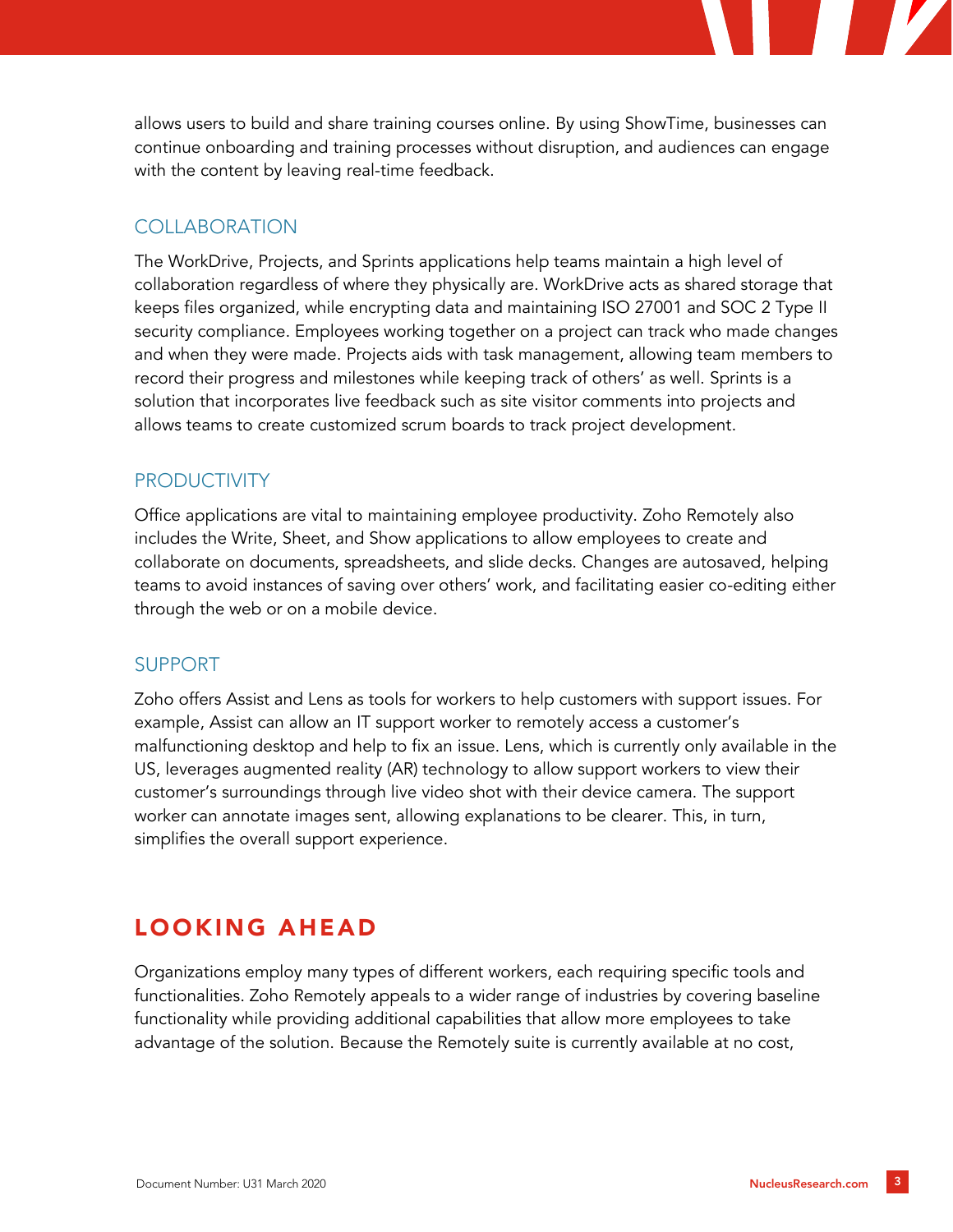allows users to build and share training courses online. By using ShowTime, businesses can continue onboarding and training processes without disruption, and audiences can engage with the content by leaving real-time feedback.

### COLLABORATION

The WorkDrive, Projects, and Sprints applications help teams maintain a high level of collaboration regardless of where they physically are. WorkDrive acts as shared storage that keeps files organized, while encrypting data and maintaining ISO 27001 and SOC 2 Type II security compliance. Employees working together on a project can track who made changes and when they were made. Projects aids with task management, allowing team members to record their progress and milestones while keeping track of others' as well. Sprints is a solution that incorporates live feedback such as site visitor comments into projects and allows teams to create customized scrum boards to track project development.

### PRODUCTIVITY

Office applications are vital to maintaining employee productivity. Zoho Remotely also includes the Write, Sheet, and Show applications to allow employees to create and collaborate on documents, spreadsheets, and slide decks. Changes are autosaved, helping teams to avoid instances of saving over others' work, and facilitating easier co-editing either through the web or on a mobile device.

### SUPPORT

Zoho offers Assist and Lens as tools for workers to help customers with support issues. For example, Assist can allow an IT support worker to remotely access a customer's malfunctioning desktop and help to fix an issue. Lens, which is currently only available in the US, leverages augmented reality (AR) technology to allow support workers to view their customer's surroundings through live video shot with their device camera. The support worker can annotate images sent, allowing explanations to be clearer. This, in turn, simplifies the overall support experience.

## LOOKING AHEAD

Organizations employ many types of different workers, each requiring specific tools and functionalities. Zoho Remotely appeals to a wider range of industries by covering baseline functionality while providing additional capabilities that allow more employees to take advantage of the solution. Because the Remotely suite is currently available at no cost,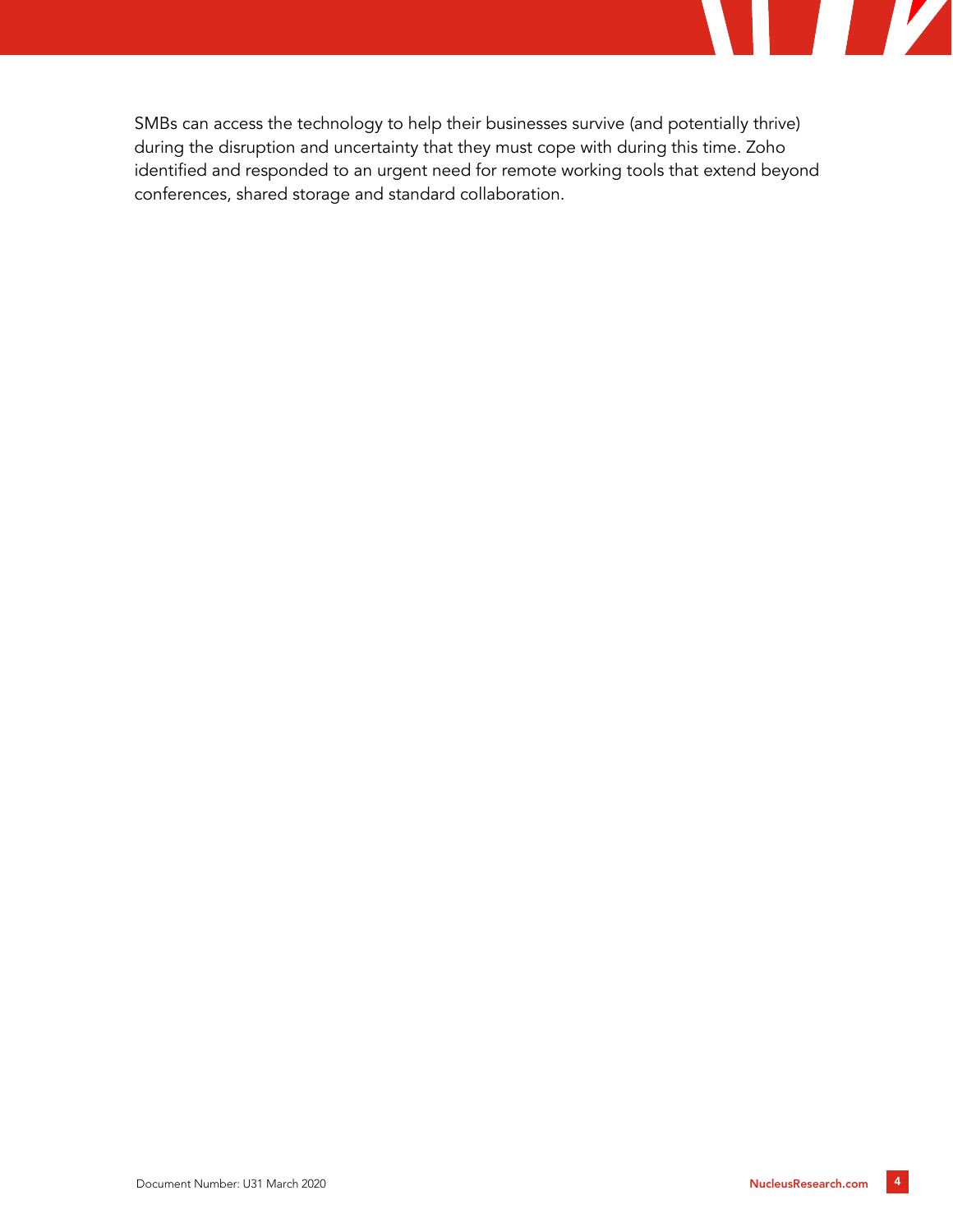SMBs can access the technology to help their businesses survive (and potentially thrive) during the disruption and uncertainty that they must cope with during this time. Zoho identified and responded to an urgent need for remote working tools that extend beyond conferences, shared storage and standard collaboration.